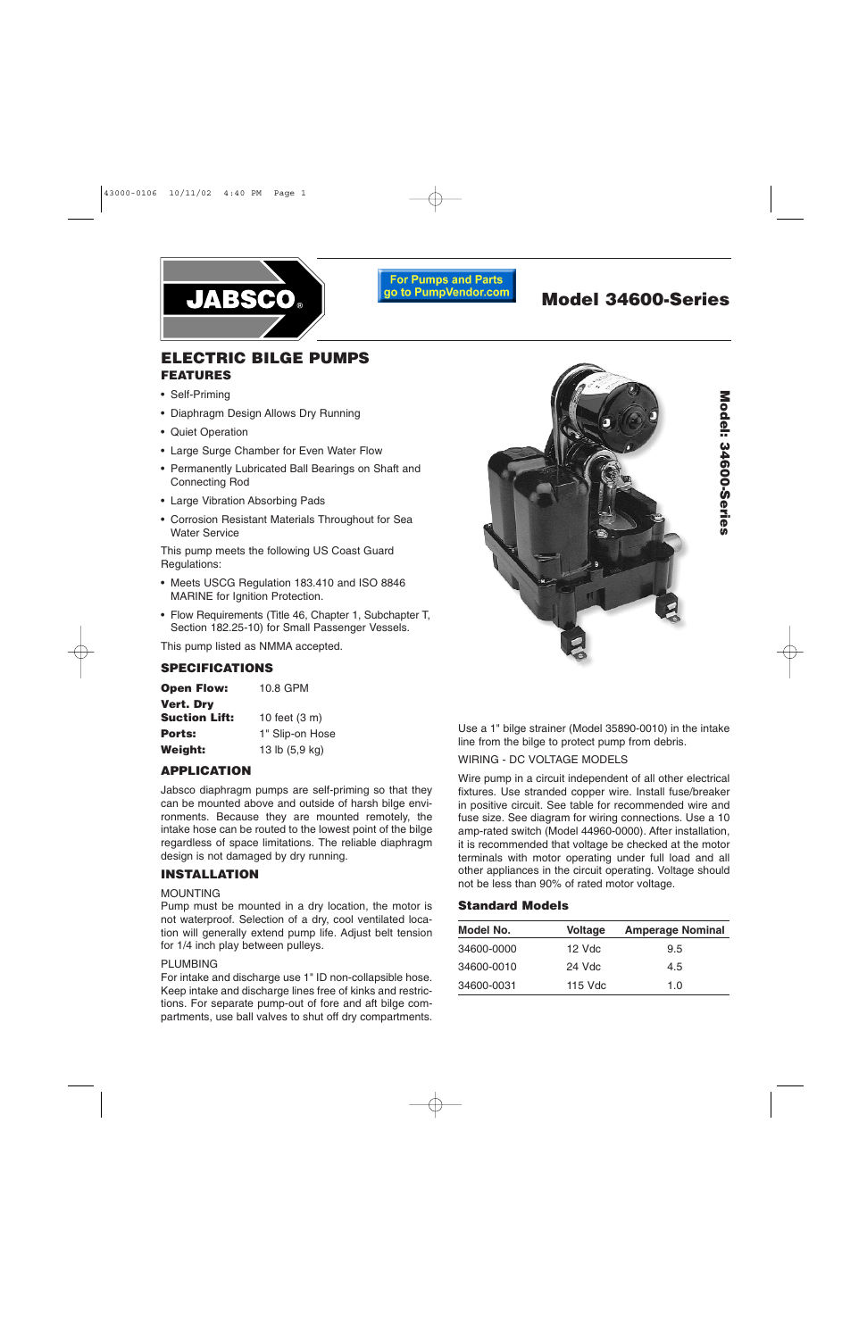JABSCO

For Pumps and Parts go to PumpVendor.com

# Model 34600-Series

## ELECTRIC BILGE PUMPS

### FEATURES

- Self-Priming
- Diaphragm Design Allows Dry Running
- Quiet Operation
- Large Surge Chamber for Even Water Flow
- Permanently Lubricated Ball Bearings on Shaft and Connecting Rod
- Large Vibration Absorbing Pads
- Corrosion Resistant Materials Throughout for Sea Water Service

This pump meets the following US Coast Guard Regulations:

- Meets USCG Regulation 183.410 and ISO 8846 MARINE for Ignition Protection.
- Flow Requirements (Title 46, Chapter 1, Subchapter T, Section 182.25-10) for Small Passenger Vessels.

This pump listed as NMMA accepted.

### SPECIFICATIONS

| | |
|---|---|
| **Open Flow:** | 10.8 GPM |
| **Vert. Dry Suction Lift:** | 10 feet (3 m) |
| **Ports:** | 1" Slip-on Hose |
| **Weight:** | 13 lb (5,9 kg) |

### APPLICATION

Jabsco diaphragm pumps are self-priming so that they can be mounted above and outside of harsh bilge environments. Because they are mounted remotely, the intake hose can be routed to the lowest point of the bilge regardless of space limitations. The reliable diaphragm design is not damaged by dry running.

### INSTALLATION

MOUNTING

Pump must be mounted in a dry location, the motor is not waterproof. Selection of a dry, cool ventilated location will generally extend pump life. Adjust belt tension for 1/4 inch play between pulleys.

PLUMBING

For intake and discharge use 1" ID non-collapsible hose. Keep intake and discharge lines free of kinks and restrictions. For separate pump-out of fore and aft bilge compartments, use ball valves to shut off dry compartments.

Use a 1" bilge strainer (Model 35890-0010) in the intake line from the bilge to protect pump from debris.

WIRING - DC VOLTAGE MODELS

Wire pump in a circuit independent of all other electrical fixtures. Use stranded copper wire. Install fuse/breaker in positive circuit. See table for recommended wire and fuse size. See diagram for wiring connections. Use a 10 amp-rated switch (Model 44960-0000). After installation, it is recommended that voltage be checked at the motor terminals with motor operating under full load and all other appliances in the circuit operating. Voltage should not be less than 90% of rated motor voltage.

### Standard Models

| Model No. | Voltage | Amperage Nominal |
|---|---|---|
| 34600-0000 | 12 Vdc | 9.5 |
| 34600-0010 | 24 Vdc | 4.5 |
| 34600-0031 | 115 Vdc | 1.0 |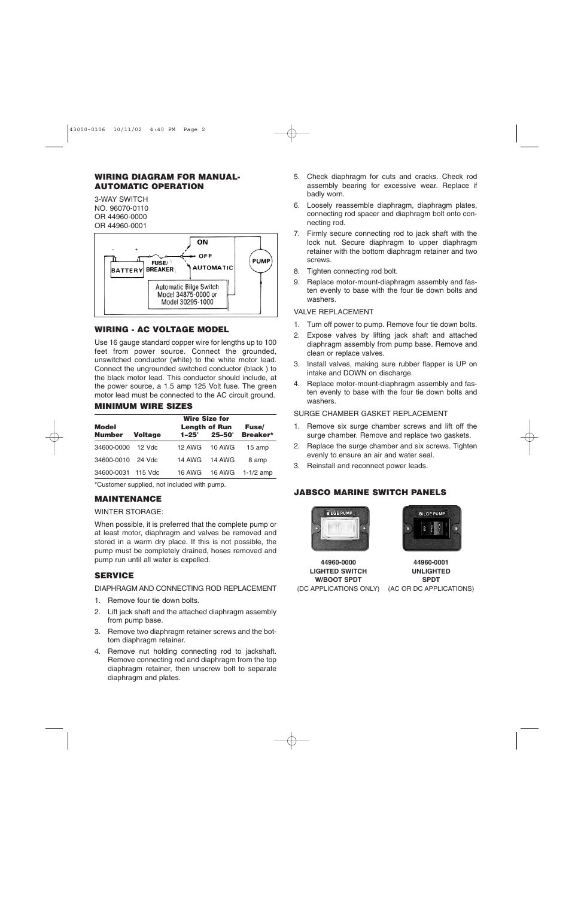### WIRING DIAGRAM FOR MANUAL-AUTOMATIC OPERATION

3-WAY SWITCH
NO. 96070-0110
OR 44960-0000
OR 44960-0001

- + BATTERY FUSE/ BREAKER ON OFF AUTOMATIC PUMP

Automatic Bilge Switch Model 34875-0000 or Model 30295-1000

### WIRING - AC VOLTAGE MODEL

Use 16 gauge standard copper wire for lengths up to 100 feet from power source. Connect the grounded, unswitched conductor (white) to the white motor lead. Connect the ungrounded switched conductor (black ) to the black motor lead. This conductor should include, at the power source, a 1.5 amp 125 Volt fuse. The green motor lead must be connected to the AC circuit ground.

### MINIMUM WIRE SIZES

| Model Number | Voltage | Wire Size for Length of Run 1–25' | 25–50' | Fuse/ Breaker* |
|---|---|---|---|---|
| 34600-0000 | 12 Vdc | 12 AWG | 10 AWG | 15 amp |
| 34600-0010 | 24 Vdc | 14 AWG | 14 AWG | 8 amp |
| 34600-0031 | 115 Vdc | 16 AWG | 16 AWG | 1-1/2 amp |

*Customer supplied, not included with pump.

### MAINTENANCE

WINTER STORAGE:

When possible, it is preferred that the complete pump or at least motor, diaphragm and valves be removed and stored in a warm dry place. If this is not possible, the pump must be completely drained, hoses removed and pump run until all water is expelled.

### SERVICE

DIAPHRAGM AND CONNECTING ROD REPLACEMENT

1. Remove four tie down bolts.
2. Lift jack shaft and the attached diaphragm assembly from pump base.
3. Remove two diaphragm retainer screws and the bottom diaphragm retainer.
4. Remove nut holding connecting rod to jackshaft. Remove connecting rod and diaphragm from the top diaphragm retainer, then unscrew bolt to separate diaphragm and plates.
5. Check diaphragm for cuts and cracks. Check rod assembly bearing for excessive wear. Replace if badly worn.
6. Loosely reassemble diaphragm, diaphragm plates, connecting rod spacer and diaphragm bolt onto connecting rod.
7. Firmly secure connecting rod to jack shaft with the lock nut. Secure diaphragm to upper diaphragm retainer with the bottom diaphragm retainer and two screws.
8. Tighten connecting rod bolt.
9. Replace motor-mount-diaphragm assembly and fasten evenly to base with the four tie down bolts and washers.

VALVE REPLACEMENT

1. Turn off power to pump. Remove four tie down bolts.
2. Expose valves by lifting jack shaft and attached diaphragm assembly from pump base. Remove and clean or replace valves.
3. Install valves, making sure rubber flapper is UP on intake and DOWN on discharge.
4. Replace motor-mount-diaphragm assembly and fasten evenly to base with the four tie down bolts and washers.

SURGE CHAMBER GASKET REPLACEMENT

1. Remove six surge chamber screws and lift off the surge chamber. Remove and replace two gaskets.
2. Replace the surge chamber and six screws. Tighten evenly to ensure an air and water seal.
3. Reinstall and reconnect power leads.

### JABSCO MARINE SWITCH PANELS

**44960-0000**
**LIGHTED SWITCH W/BOOT SPDT**
(DC APPLICATIONS ONLY)

**44960-0001**
**UNLIGHTED SPDT**
(AC OR DC APPLICATIONS)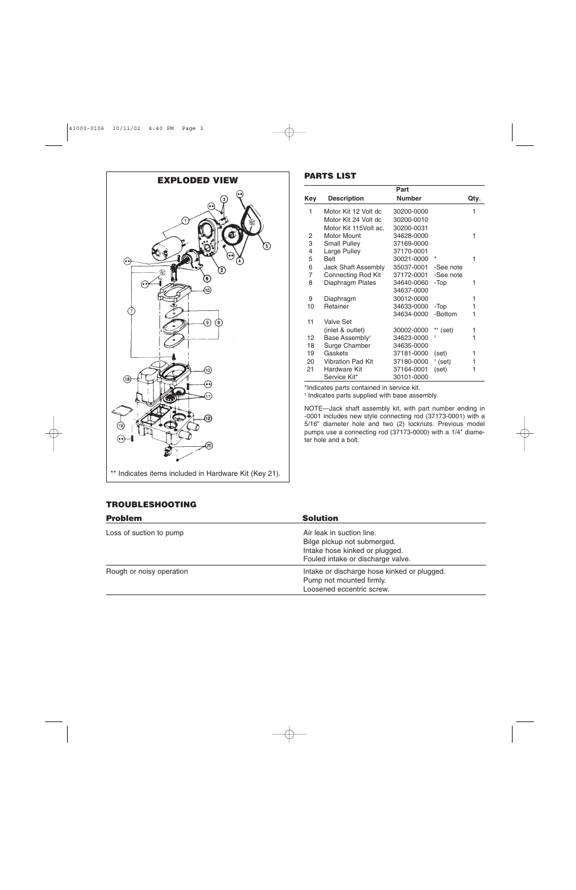## EXPLODED VIEW

** Indicates items included in Hardware Kit (Key 21).

## PARTS LIST

| Key | Description | Part Number | | Qty. |
|---|---|---|---|---|
| 1 | Motor Kit 12 Volt dc | 30200-0000 | | 1 |
| | Motor Kit 24 Volt dc | 30200-0010 | | |
| | Motor Kit 115Volt ac. | 30200-0031 | | |
| 2 | Motor Mount | 34628-0000 | | 1 |
| 3 | Small Pulley | 37169-0000 | | |
| 4 | Large Pulley | 37170-0001 | | |
| 5 | Belt | 30021-0000 | * | 1 |
| 6 | Jack Shaft Assembly | 35037-0001 | -See note | |
| 7 | Connecting Rod Kit | 37172-0001 | -See note | |
| 8 | Diaphragm Plates | 34640-0060 | -Top | 1 |
| | | 34637-0000 | | |
| 9 | Diaphragm | 30012-0000 | | 1 |
| 10 | Retainer | 34633-0000 | -Top | 1 |
| | | 34634-0000 | -Bottom | 1 |
| 11 | Valve Set | | | |
| | (inlet & outlet) | 30002-0000 | *† (set) | 1 |
| 12 | Base Assembly† | 34623-0000 | † | 1 |
| 18 | Surge Chamber | 34635-0000 | | |
| 19 | Gaskets | 37181-0000 | (set) | 1 |
| 20 | Vibration Pad Kit | 37180-0000 | † (set) | 1 |
| 21 | Hardware Kit | 37164-0001 | (set) | 1 |
| | Service Kit* | 30101-0000 | | |

*Indicates parts contained in service kit.

† Indicates parts supplied with base assembly.

NOTE—Jack shaft assembly kit, with part number ending in -0001 includes new style connecting rod (37173-0001) with a 5/16" diameter hole and two (2) locknuts. Previous model pumps use a connecting rod (37173-0000) with a 1/4" diameter hole and a bolt.

## TROUBLESHOOTING

| Problem | Solution |
|---|---|
| Loss of suction to pump | Air leak in suction line.<br>Bilge pickup not submerged.<br>Intake hose kinked or plugged.<br>Fouled intake or discharge valve. |
| Rough or noisy operation | Intake or discharge hose kinked or plugged.<br>Pump not mounted firmly.<br>Loosened eccentric screw. |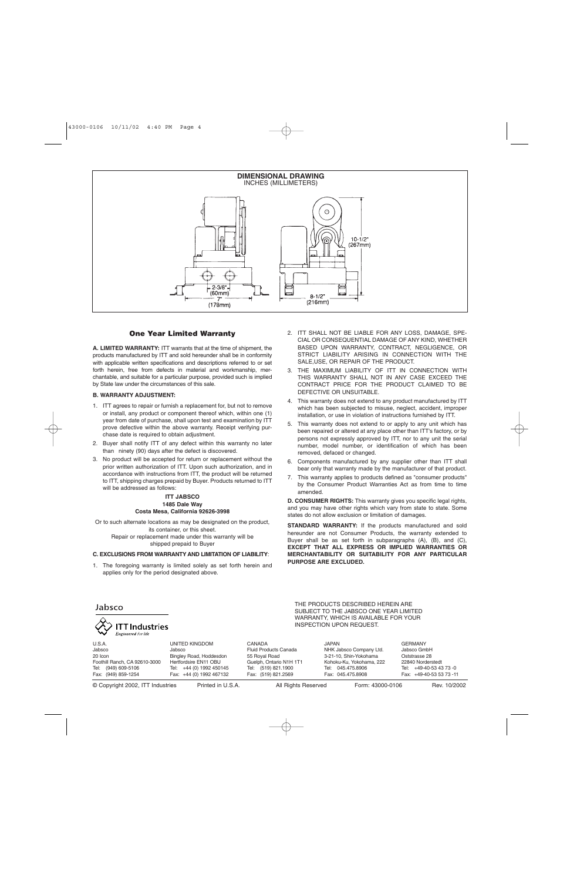## DIMENSIONAL DRAWING

INCHES (MILLIMETERS)

10-1/2"
(267mm)

2-3/8"
(60mm)
7"
(178mm)

8-1/2"
(216mm)

### One Year Limited Warranty

**A. LIMITED WARRANTY:** ITT warrants that at the time of shipment, the products manufactured by ITT and sold hereunder shall be in conformity with applicable written specifications and descriptions referred to or set forth herein, free from defects in material and workmanship, merchantable, and suitable for a particular purpose, provided such is implied by State law under the circumstances of this sale.

**B. WARRANTY ADJUSTMENT:**

1. ITT agrees to repair or furnish a replacement for, but not to remove or install, any product or component thereof which, within one (1) year from date of purchase, shall upon test and examination by ITT prove defective within the above warranty. Receipt verifying purchase date is required to obtain adjustment.
2. Buyer shall notify ITT of any defect within this warranty no later than ninety (90) days after the defect is discovered.
3. No product will be accepted for return or replacement without the prior written authorization of ITT. Upon such authorization, and in accordance with instructions from ITT, the product will be returned to ITT, shipping charges prepaid by Buyer. Products returned to ITT will be addressed as follows:

**ITT JABSCO**
**1485 Dale Way**
**Costa Mesa, California 92626-3998**

Or to such alternate locations as may be designated on the product, its container, or this sheet.
Repair or replacement made under this warranty will be shipped prepaid to Buyer

**C. EXCLUSIONS FROM WARRANTY AND LIMITATION OF LIABILITY**:

1. The foregoing warranty is limited solely as set forth herein and applies only for the period designated above.
2. ITT SHALL NOT BE LIABLE FOR ANY LOSS, DAMAGE, SPECIAL OR CONSEQUENTIAL DAMAGE OF ANY KIND, WHETHER BASED UPON WARRANTY, CONTRACT, NEGLIGENCE, OR STRICT LIABILITY ARISING IN CONNECTION WITH THE SALE,USE, OR REPAIR OF THE PRODUCT.
3. THE MAXIMUM LIABILITY OF ITT IN CONNECTION WITH THIS WARRANTY SHALL NOT IN ANY CASE EXCEED THE CONTRACT PRICE FOR THE PRODUCT CLAIMED TO BE DEFECTIVE OR UNSUITABLE.
4. This warranty does not extend to any product manufactured by ITT which has been subjected to misuse, neglect, accident, improper installation, or use in violation of instructions furnished by ITT.
5. This warranty does not extend to or apply to any unit which has been repaired or altered at any place other than ITT's factory, or by persons not expressly approved by ITT, nor to any unit the serial number, model number, or identification of which has been removed, defaced or changed.
6. Components manufactured by any supplier other than ITT shall bear only that warranty made by the manufacturer of that product.
7. This warranty applies to products defined as "consumer products" by the Consumer Product Warranties Act as from time to time amended.

**D. CONSUMER RIGHTS:** This warranty gives you specific legal rights, and you may have other rights which vary from state to state. Some states do not allow exclusion or limitation of damages.

**STANDARD WARRANTY:** If the products manufactured and sold hereunder are not Consumer Products, the warranty extended to Buyer shall be as set forth in subparagraphs (A), (B), and (C), **EXCEPT THAT ALL EXPRESS OR IMPLIED WARRANTIES OR MERCHANTABILITY OR SUITABILITY FOR ANY PARTICULAR PURPOSE ARE EXCLUDED.**

Jabsco

ITT Industries
*Engineered for life*

THE PRODUCTS DESCRIBED HEREIN ARE SUBJECT TO THE JABSCO ONE YEAR LIMITED WARRANTY, WHICH IS AVAILABLE FOR YOUR INSPECTION UPON REQUEST.

| U.S.A. | UNITED KINGDOM | CANADA | JAPAN | GERMANY |
|---|---|---|---|---|
| Jabsco | Jabsco | Fluid Products Canada | NHK Jabsco Company Ltd. | Jabsco GmbH |
| 20 Icon | Bingley Road, Hoddesdon | 55 Royal Road | 3-21-10, Shin-Yokohama | Oststrasse 28 |
| Foothill Ranch, CA 92610-3000 | Hertfordsire EN11 OBU | Guelph, Ontario N1H 1T1 | Kohoku-Ku, Yokohama, 222 | 22840 Norderstedt |
| Tel: (949) 609-5106 | Tel: +44 (0) 1992 450145 | Tel: (519) 821.1900 | Tel: 045.475.8906 | Tel: +49-40-53 43 73 -0 |
| Fax: (949) 859-1254 | Fax: +44 (0) 1992 467132 | Fax: (519) 821.2569 | Fax: 045.475.8908 | Fax: +49-40-53 53 73 -11 |

© Copyright 2002, ITT Industries    Printed in U.S.A.    All Rights Reserved    Form: 43000-0106    Rev. 10/2002